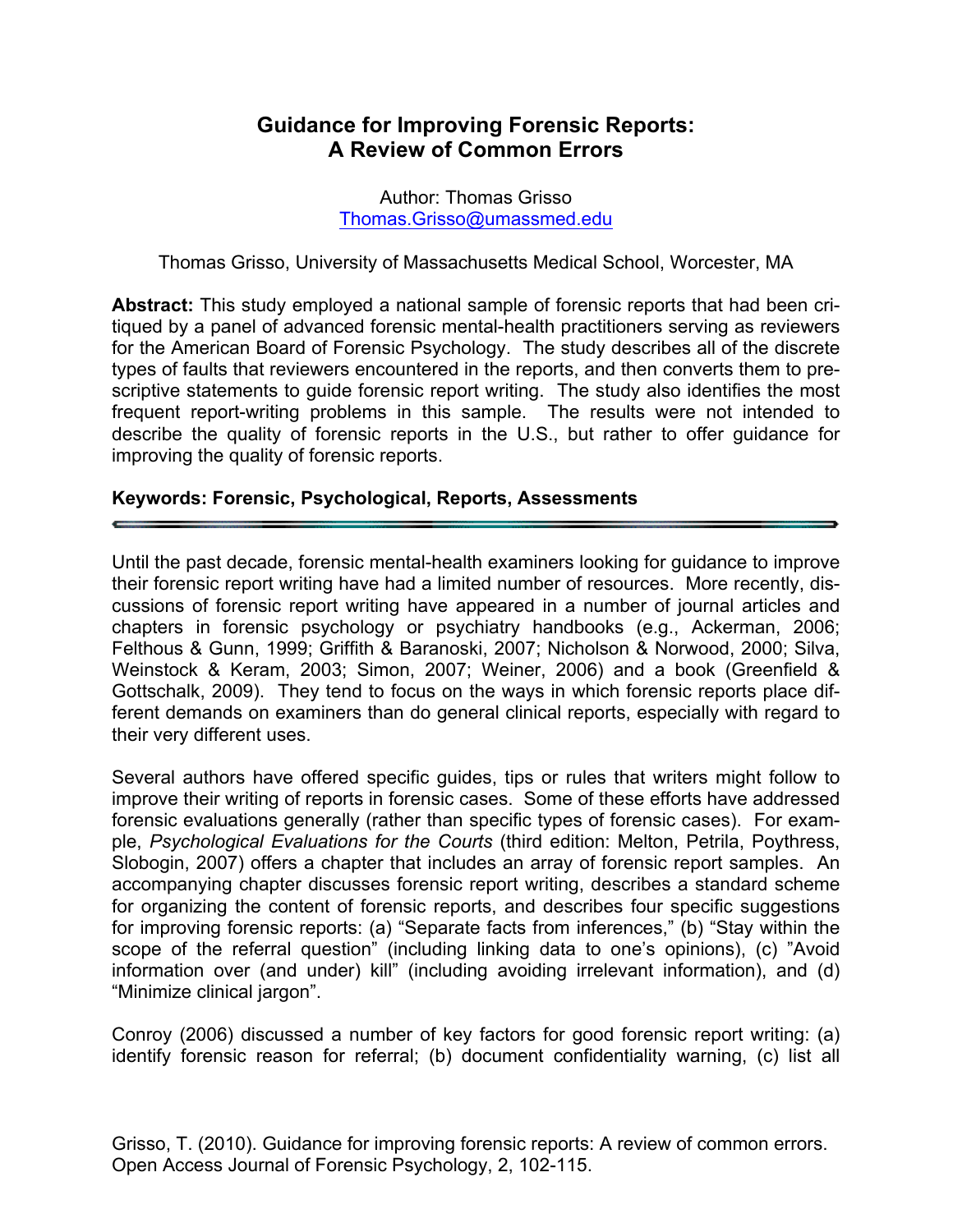# Guidance for Improving Forensic Reports: A Review of Common Errors

Author: Thomas Grisso
Thomas.Grisso@umassmed.edu

Thomas Grisso, University of Massachusetts Medical School, Worcester, MA

**Abstract:** This study employed a national sample of forensic reports that had been critiqued by a panel of advanced forensic mental-health practitioners serving as reviewers for the American Board of Forensic Psychology. The study describes all of the discrete types of faults that reviewers encountered in the reports, and then converts them to prescriptive statements to guide forensic report writing. The study also identifies the most frequent report-writing problems in this sample. The results were not intended to describe the quality of forensic reports in the U.S., but rather to offer guidance for improving the quality of forensic reports.

**Keywords: Forensic, Psychological, Reports, Assessments**

---

Until the past decade, forensic mental-health examiners looking for guidance to improve their forensic report writing have had a limited number of resources. More recently, discussions of forensic report writing have appeared in a number of journal articles and chapters in forensic psychology or psychiatry handbooks (e.g., Ackerman, 2006; Felthous & Gunn, 1999; Griffith & Baranoski, 2007; Nicholson & Norwood, 2000; Silva, Weinstock & Keram, 2003; Simon, 2007; Weiner, 2006) and a book (Greenfield & Gottschalk, 2009). They tend to focus on the ways in which forensic reports place different demands on examiners than do general clinical reports, especially with regard to their very different uses.

Several authors have offered specific guides, tips or rules that writers might follow to improve their writing of reports in forensic cases. Some of these efforts have addressed forensic evaluations generally (rather than specific types of forensic cases). For example, *Psychological Evaluations for the Courts* (third edition: Melton, Petrila, Poythress, Slobogin, 2007) offers a chapter that includes an array of forensic report samples. An accompanying chapter discusses forensic report writing, describes a standard scheme for organizing the content of forensic reports, and describes four specific suggestions for improving forensic reports: (a) "Separate facts from inferences," (b) "Stay within the scope of the referral question" (including linking data to one's opinions), (c) "Avoid information over (and under) kill" (including avoiding irrelevant information), and (d) "Minimize clinical jargon".

Conroy (2006) discussed a number of key factors for good forensic report writing: (a) identify forensic reason for referral; (b) document confidentiality warning, (c) list all

Grisso, T. (2010). Guidance for improving forensic reports: A review of common errors. Open Access Journal of Forensic Psychology, 2, 102-115.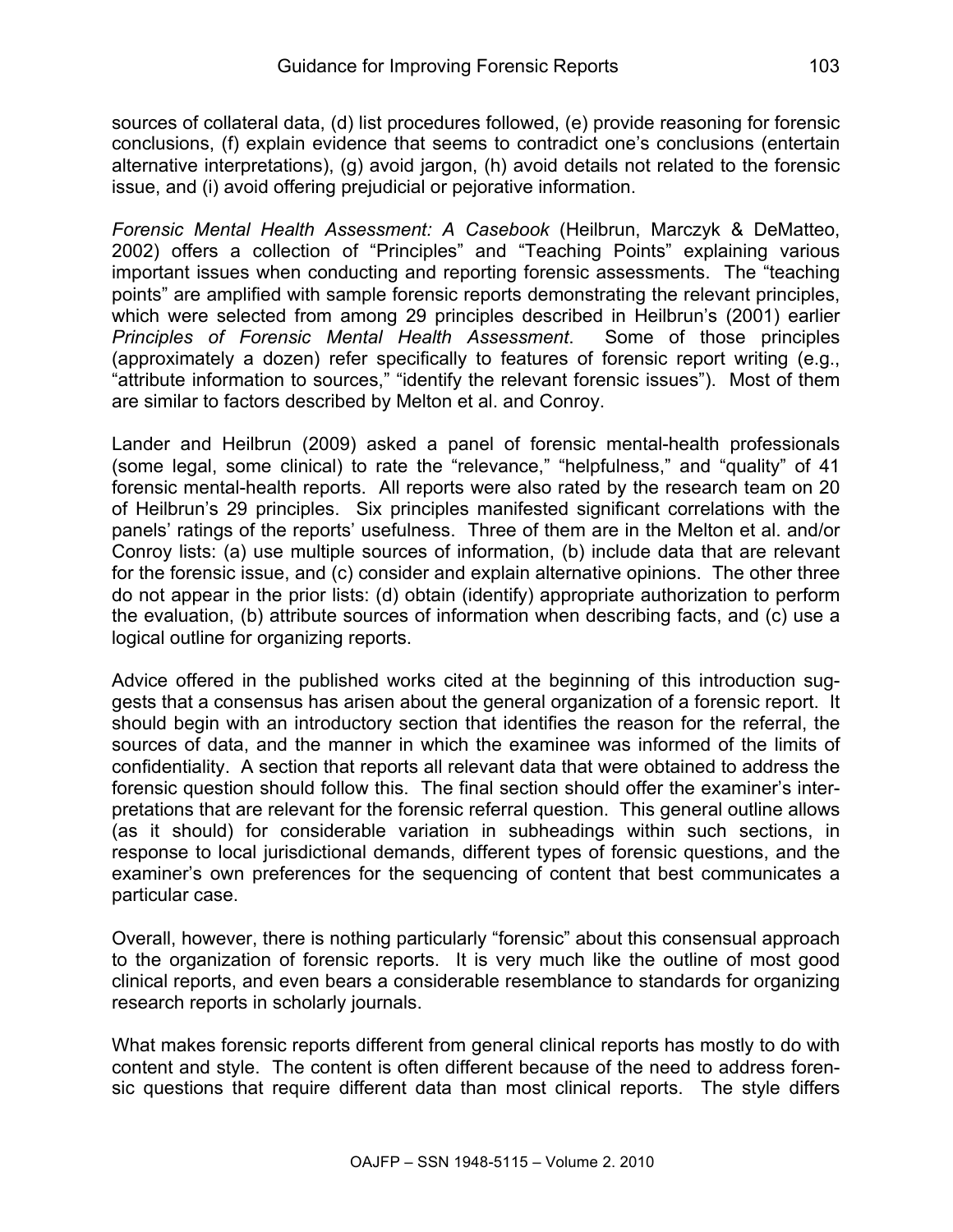sources of collateral data, (d) list procedures followed, (e) provide reasoning for forensic conclusions, (f) explain evidence that seems to contradict one's conclusions (entertain alternative interpretations), (g) avoid jargon, (h) avoid details not related to the forensic issue, and (i) avoid offering prejudicial or pejorative information.

*Forensic Mental Health Assessment: A Casebook* (Heilbrun, Marczyk & DeMatteo, 2002) offers a collection of "Principles" and "Teaching Points" explaining various important issues when conducting and reporting forensic assessments. The "teaching points" are amplified with sample forensic reports demonstrating the relevant principles, which were selected from among 29 principles described in Heilbrun's (2001) earlier *Principles of Forensic Mental Health Assessment*. Some of those principles (approximately a dozen) refer specifically to features of forensic report writing (e.g., "attribute information to sources," "identify the relevant forensic issues"). Most of them are similar to factors described by Melton et al. and Conroy.

Lander and Heilbrun (2009) asked a panel of forensic mental-health professionals (some legal, some clinical) to rate the "relevance," "helpfulness," and "quality" of 41 forensic mental-health reports. All reports were also rated by the research team on 20 of Heilbrun's 29 principles. Six principles manifested significant correlations with the panels' ratings of the reports' usefulness. Three of them are in the Melton et al. and/or Conroy lists: (a) use multiple sources of information, (b) include data that are relevant for the forensic issue, and (c) consider and explain alternative opinions. The other three do not appear in the prior lists: (d) obtain (identify) appropriate authorization to perform the evaluation, (b) attribute sources of information when describing facts, and (c) use a logical outline for organizing reports.

Advice offered in the published works cited at the beginning of this introduction suggests that a consensus has arisen about the general organization of a forensic report. It should begin with an introductory section that identifies the reason for the referral, the sources of data, and the manner in which the examinee was informed of the limits of confidentiality. A section that reports all relevant data that were obtained to address the forensic question should follow this. The final section should offer the examiner's interpretations that are relevant for the forensic referral question. This general outline allows (as it should) for considerable variation in subheadings within such sections, in response to local jurisdictional demands, different types of forensic questions, and the examiner's own preferences for the sequencing of content that best communicates a particular case.

Overall, however, there is nothing particularly "forensic" about this consensual approach to the organization of forensic reports. It is very much like the outline of most good clinical reports, and even bears a considerable resemblance to standards for organizing research reports in scholarly journals.

What makes forensic reports different from general clinical reports has mostly to do with content and style. The content is often different because of the need to address forensic questions that require different data than most clinical reports. The style differs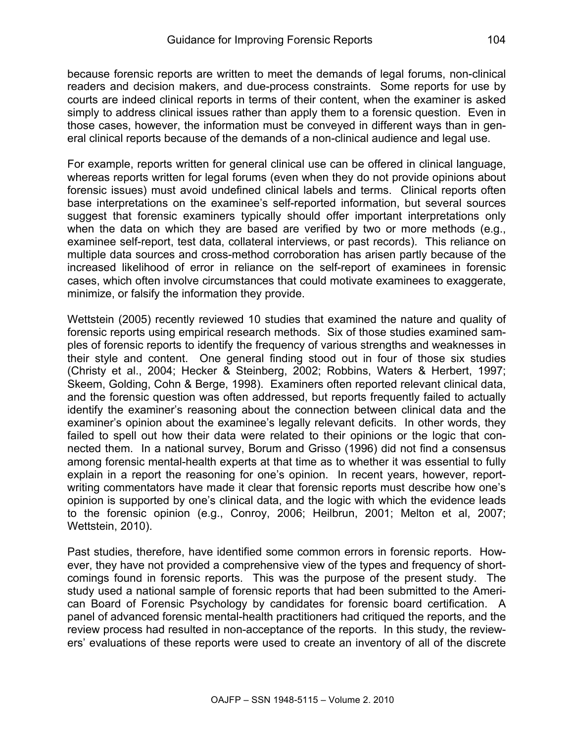because forensic reports are written to meet the demands of legal forums, non-clinical readers and decision makers, and due-process constraints. Some reports for use by courts are indeed clinical reports in terms of their content, when the examiner is asked simply to address clinical issues rather than apply them to a forensic question. Even in those cases, however, the information must be conveyed in different ways than in general clinical reports because of the demands of a non-clinical audience and legal use.

For example, reports written for general clinical use can be offered in clinical language, whereas reports written for legal forums (even when they do not provide opinions about forensic issues) must avoid undefined clinical labels and terms. Clinical reports often base interpretations on the examinee's self-reported information, but several sources suggest that forensic examiners typically should offer important interpretations only when the data on which they are based are verified by two or more methods (e.g., examinee self-report, test data, collateral interviews, or past records). This reliance on multiple data sources and cross-method corroboration has arisen partly because of the increased likelihood of error in reliance on the self-report of examinees in forensic cases, which often involve circumstances that could motivate examinees to exaggerate, minimize, or falsify the information they provide.

Wettstein (2005) recently reviewed 10 studies that examined the nature and quality of forensic reports using empirical research methods. Six of those studies examined samples of forensic reports to identify the frequency of various strengths and weaknesses in their style and content. One general finding stood out in four of those six studies (Christy et al., 2004; Hecker & Steinberg, 2002; Robbins, Waters & Herbert, 1997; Skeem, Golding, Cohn & Berge, 1998). Examiners often reported relevant clinical data, and the forensic question was often addressed, but reports frequently failed to actually identify the examiner's reasoning about the connection between clinical data and the examiner's opinion about the examinee's legally relevant deficits. In other words, they failed to spell out how their data were related to their opinions or the logic that connected them. In a national survey, Borum and Grisso (1996) did not find a consensus among forensic mental-health experts at that time as to whether it was essential to fully explain in a report the reasoning for one's opinion. In recent years, however, report-writing commentators have made it clear that forensic reports must describe how one's opinion is supported by one's clinical data, and the logic with which the evidence leads to the forensic opinion (e.g., Conroy, 2006; Heilbrun, 2001; Melton et al, 2007; Wettstein, 2010).

Past studies, therefore, have identified some common errors in forensic reports. However, they have not provided a comprehensive view of the types and frequency of shortcomings found in forensic reports. This was the purpose of the present study. The study used a national sample of forensic reports that had been submitted to the American Board of Forensic Psychology by candidates for forensic board certification. A panel of advanced forensic mental-health practitioners had critiqued the reports, and the review process had resulted in non-acceptance of the reports. In this study, the reviewers' evaluations of these reports were used to create an inventory of all of the discrete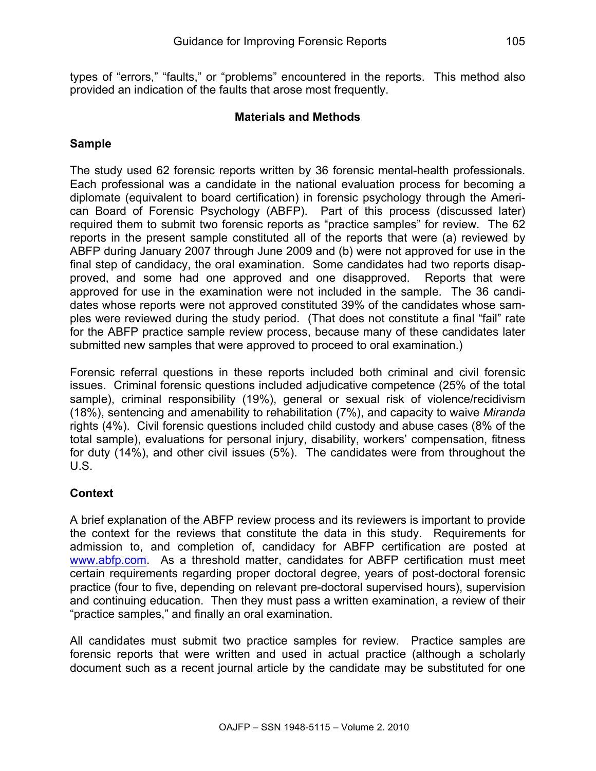types of "errors," "faults," or "problems" encountered in the reports. This method also provided an indication of the faults that arose most frequently.

## Materials and Methods

### Sample

The study used 62 forensic reports written by 36 forensic mental-health professionals. Each professional was a candidate in the national evaluation process for becoming a diplomate (equivalent to board certification) in forensic psychology through the American Board of Forensic Psychology (ABFP). Part of this process (discussed later) required them to submit two forensic reports as "practice samples" for review. The 62 reports in the present sample constituted all of the reports that were (a) reviewed by ABFP during January 2007 through June 2009 and (b) were not approved for use in the final step of candidacy, the oral examination. Some candidates had two reports disapproved, and some had one approved and one disapproved. Reports that were approved for use in the examination were not included in the sample. The 36 candidates whose reports were not approved constituted 39% of the candidates whose samples were reviewed during the study period. (That does not constitute a final "fail" rate for the ABFP practice sample review process, because many of these candidates later submitted new samples that were approved to proceed to oral examination.)

Forensic referral questions in these reports included both criminal and civil forensic issues. Criminal forensic questions included adjudicative competence (25% of the total sample), criminal responsibility (19%), general or sexual risk of violence/recidivism (18%), sentencing and amenability to rehabilitation (7%), and capacity to waive *Miranda* rights (4%). Civil forensic questions included child custody and abuse cases (8% of the total sample), evaluations for personal injury, disability, workers' compensation, fitness for duty (14%), and other civil issues (5%). The candidates were from throughout the U.S.

### Context

A brief explanation of the ABFP review process and its reviewers is important to provide the context for the reviews that constitute the data in this study. Requirements for admission to, and completion of, candidacy for ABFP certification are posted at www.abfp.com. As a threshold matter, candidates for ABFP certification must meet certain requirements regarding proper doctoral degree, years of post-doctoral forensic practice (four to five, depending on relevant pre-doctoral supervised hours), supervision and continuing education. Then they must pass a written examination, a review of their "practice samples," and finally an oral examination.

All candidates must submit two practice samples for review. Practice samples are forensic reports that were written and used in actual practice (although a scholarly document such as a recent journal article by the candidate may be substituted for one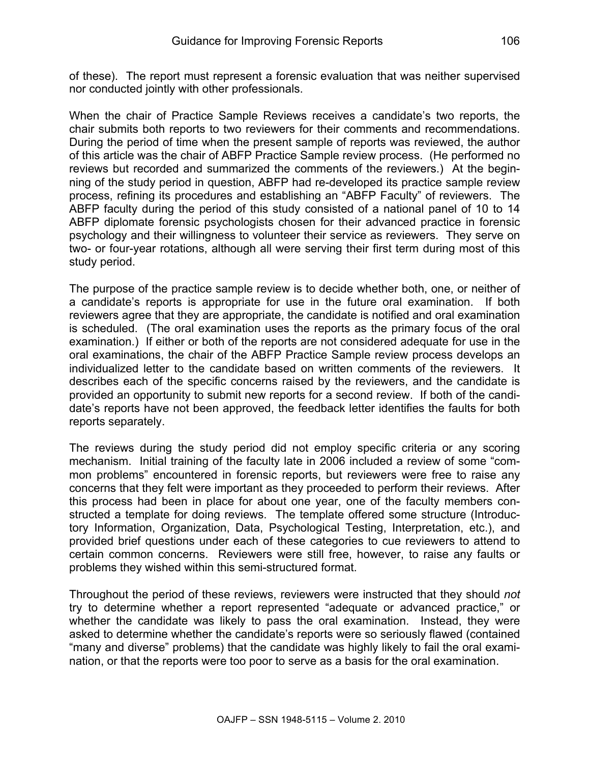of these). The report must represent a forensic evaluation that was neither supervised nor conducted jointly with other professionals.

When the chair of Practice Sample Reviews receives a candidate's two reports, the chair submits both reports to two reviewers for their comments and recommendations. During the period of time when the present sample of reports was reviewed, the author of this article was the chair of ABFP Practice Sample review process. (He performed no reviews but recorded and summarized the comments of the reviewers.) At the beginning of the study period in question, ABFP had re-developed its practice sample review process, refining its procedures and establishing an "ABFP Faculty" of reviewers. The ABFP faculty during the period of this study consisted of a national panel of 10 to 14 ABFP diplomate forensic psychologists chosen for their advanced practice in forensic psychology and their willingness to volunteer their service as reviewers. They serve on two- or four-year rotations, although all were serving their first term during most of this study period.

The purpose of the practice sample review is to decide whether both, one, or neither of a candidate's reports is appropriate for use in the future oral examination. If both reviewers agree that they are appropriate, the candidate is notified and oral examination is scheduled. (The oral examination uses the reports as the primary focus of the oral examination.) If either or both of the reports are not considered adequate for use in the oral examinations, the chair of the ABFP Practice Sample review process develops an individualized letter to the candidate based on written comments of the reviewers. It describes each of the specific concerns raised by the reviewers, and the candidate is provided an opportunity to submit new reports for a second review. If both of the candidate's reports have not been approved, the feedback letter identifies the faults for both reports separately.

The reviews during the study period did not employ specific criteria or any scoring mechanism. Initial training of the faculty late in 2006 included a review of some "common problems" encountered in forensic reports, but reviewers were free to raise any concerns that they felt were important as they proceeded to perform their reviews. After this process had been in place for about one year, one of the faculty members constructed a template for doing reviews. The template offered some structure (Introductory Information, Organization, Data, Psychological Testing, Interpretation, etc.), and provided brief questions under each of these categories to cue reviewers to attend to certain common concerns. Reviewers were still free, however, to raise any faults or problems they wished within this semi-structured format.

Throughout the period of these reviews, reviewers were instructed that they should *not* try to determine whether a report represented "adequate or advanced practice," or whether the candidate was likely to pass the oral examination. Instead, they were asked to determine whether the candidate's reports were so seriously flawed (contained "many and diverse" problems) that the candidate was highly likely to fail the oral examination, or that the reports were too poor to serve as a basis for the oral examination.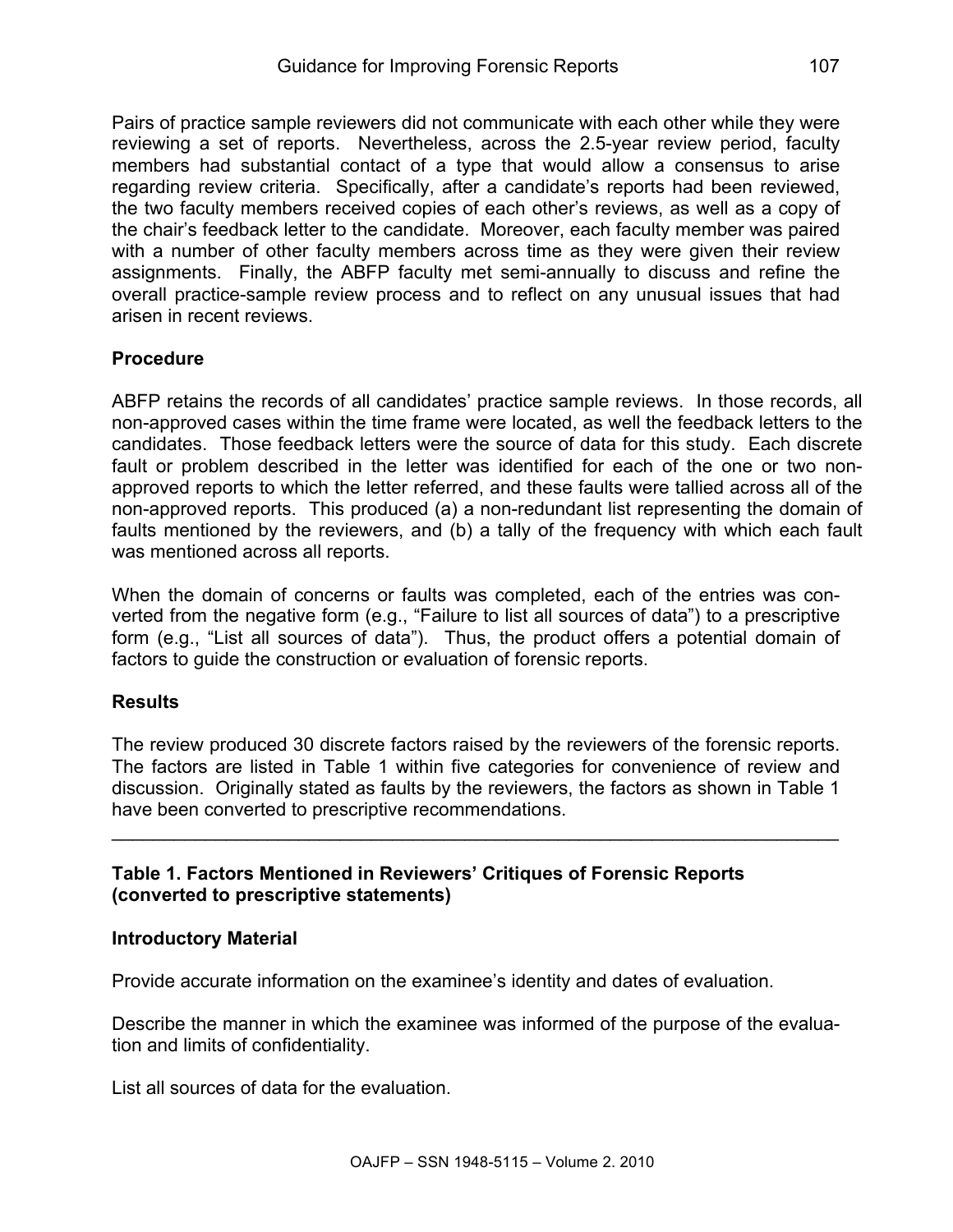Pairs of practice sample reviewers did not communicate with each other while they were reviewing a set of reports. Nevertheless, across the 2.5-year review period, faculty members had substantial contact of a type that would allow a consensus to arise regarding review criteria. Specifically, after a candidate's reports had been reviewed, the two faculty members received copies of each other's reviews, as well as a copy of the chair's feedback letter to the candidate. Moreover, each faculty member was paired with a number of other faculty members across time as they were given their review assignments. Finally, the ABFP faculty met semi-annually to discuss and refine the overall practice-sample review process and to reflect on any unusual issues that had arisen in recent reviews.

### Procedure

ABFP retains the records of all candidates' practice sample reviews. In those records, all non-approved cases within the time frame were located, as well the feedback letters to the candidates. Those feedback letters were the source of data for this study. Each discrete fault or problem described in the letter was identified for each of the one or two non-approved reports to which the letter referred, and these faults were tallied across all of the non-approved reports. This produced (a) a non-redundant list representing the domain of faults mentioned by the reviewers, and (b) a tally of the frequency with which each fault was mentioned across all reports.

When the domain of concerns or faults was completed, each of the entries was converted from the negative form (e.g., "Failure to list all sources of data") to a prescriptive form (e.g., "List all sources of data"). Thus, the product offers a potential domain of factors to guide the construction or evaluation of forensic reports.

### Results

The review produced 30 discrete factors raised by the reviewers of the forensic reports. The factors are listed in Table 1 within five categories for convenience of review and discussion. Originally stated as faults by the reviewers, the factors as shown in Table 1 have been converted to prescriptive recommendations.

---

**Table 1. Factors Mentioned in Reviewers' Critiques of Forensic Reports (converted to prescriptive statements)**

**Introductory Material**

Provide accurate information on the examinee's identity and dates of evaluation.

Describe the manner in which the examinee was informed of the purpose of the evaluation and limits of confidentiality.

List all sources of data for the evaluation.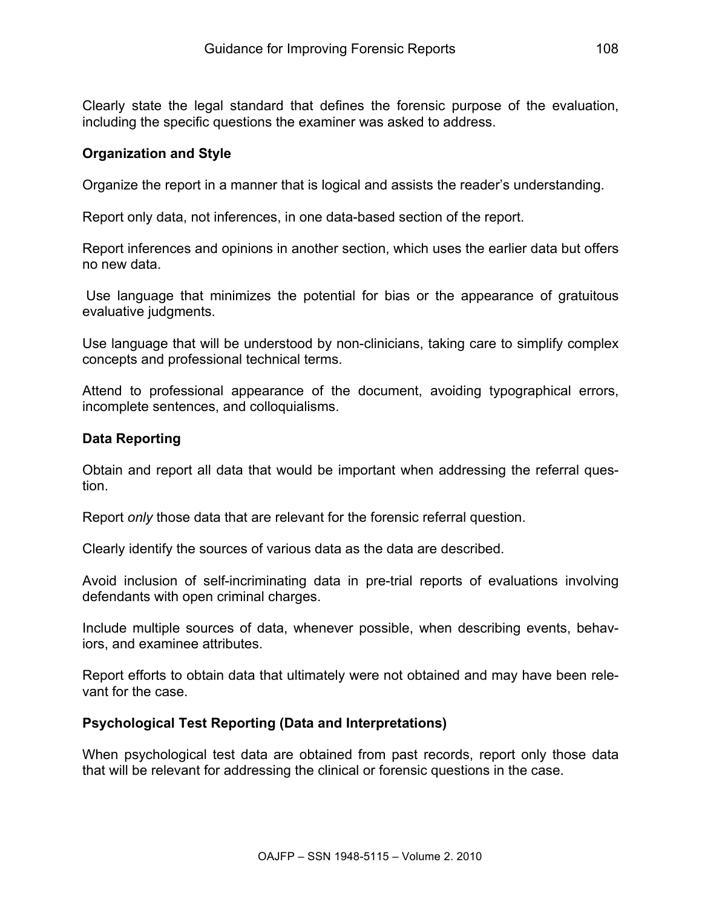Clearly state the legal standard that defines the forensic purpose of the evaluation, including the specific questions the examiner was asked to address.

### Organization and Style

Organize the report in a manner that is logical and assists the reader's understanding.

Report only data, not inferences, in one data-based section of the report.

Report inferences and opinions in another section, which uses the earlier data but offers no new data.

Use language that minimizes the potential for bias or the appearance of gratuitous evaluative judgments.

Use language that will be understood by non-clinicians, taking care to simplify complex concepts and professional technical terms.

Attend to professional appearance of the document, avoiding typographical errors, incomplete sentences, and colloquialisms.

### Data Reporting

Obtain and report all data that would be important when addressing the referral question.

Report *only* those data that are relevant for the forensic referral question.

Clearly identify the sources of various data as the data are described.

Avoid inclusion of self-incriminating data in pre-trial reports of evaluations involving defendants with open criminal charges.

Include multiple sources of data, whenever possible, when describing events, behaviors, and examinee attributes.

Report efforts to obtain data that ultimately were not obtained and may have been relevant for the case.

### Psychological Test Reporting (Data and Interpretations)

When psychological test data are obtained from past records, report only those data that will be relevant for addressing the clinical or forensic questions in the case.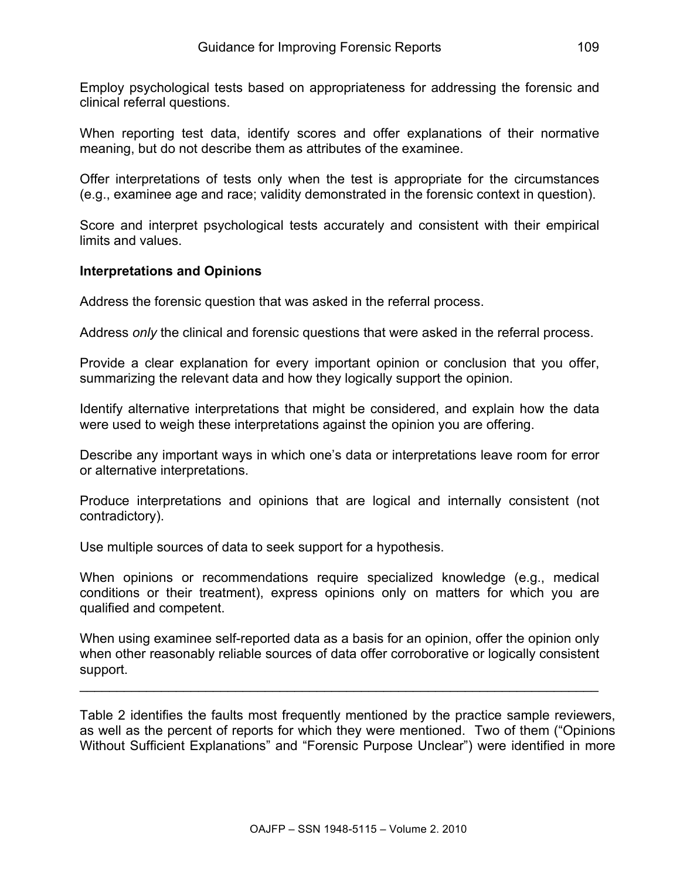Employ psychological tests based on appropriateness for addressing the forensic and clinical referral questions.

When reporting test data, identify scores and offer explanations of their normative meaning, but do not describe them as attributes of the examinee.

Offer interpretations of tests only when the test is appropriate for the circumstances (e.g., examinee age and race; validity demonstrated in the forensic context in question).

Score and interpret psychological tests accurately and consistent with their empirical limits and values.

**Interpretations and Opinions**

Address the forensic question that was asked in the referral process.

Address *only* the clinical and forensic questions that were asked in the referral process.

Provide a clear explanation for every important opinion or conclusion that you offer, summarizing the relevant data and how they logically support the opinion.

Identify alternative interpretations that might be considered, and explain how the data were used to weigh these interpretations against the opinion you are offering.

Describe any important ways in which one's data or interpretations leave room for error or alternative interpretations.

Produce interpretations and opinions that are logical and internally consistent (not contradictory).

Use multiple sources of data to seek support for a hypothesis.

When opinions or recommendations require specialized knowledge (e.g., medical conditions or their treatment), express opinions only on matters for which you are qualified and competent.

When using examinee self-reported data as a basis for an opinion, offer the opinion only when other reasonably reliable sources of data offer corroborative or logically consistent support.

---

Table 2 identifies the faults most frequently mentioned by the practice sample reviewers, as well as the percent of reports for which they were mentioned. Two of them ("Opinions Without Sufficient Explanations" and "Forensic Purpose Unclear") were identified in more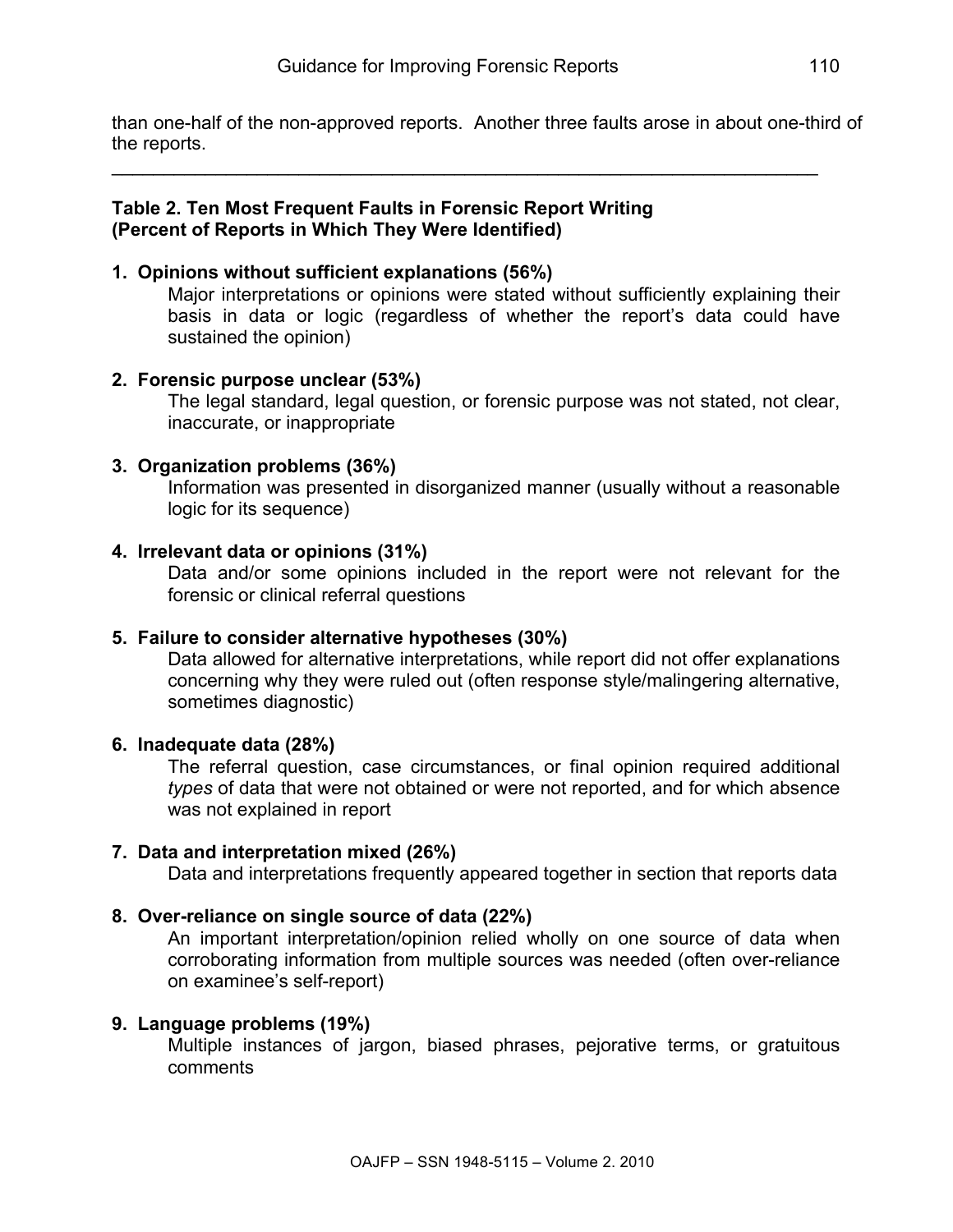than one-half of the non-approved reports. Another three faults arose in about one-third of the reports.

---

**Table 2. Ten Most Frequent Faults in Forensic Report Writing (Percent of Reports in Which They Were Identified)**

1. **Opinions without sufficient explanations (56%)**
   Major interpretations or opinions were stated without sufficiently explaining their basis in data or logic (regardless of whether the report's data could have sustained the opinion)

2. **Forensic purpose unclear (53%)**
   The legal standard, legal question, or forensic purpose was not stated, not clear, inaccurate, or inappropriate

3. **Organization problems (36%)**
   Information was presented in disorganized manner (usually without a reasonable logic for its sequence)

4. **Irrelevant data or opinions (31%)**
   Data and/or some opinions included in the report were not relevant for the forensic or clinical referral questions

5. **Failure to consider alternative hypotheses (30%)**
   Data allowed for alternative interpretations, while report did not offer explanations concerning why they were ruled out (often response style/malingering alternative, sometimes diagnostic)

6. **Inadequate data (28%)**
   The referral question, case circumstances, or final opinion required additional *types* of data that were not obtained or were not reported, and for which absence was not explained in report

7. **Data and interpretation mixed (26%)**
   Data and interpretations frequently appeared together in section that reports data

8. **Over-reliance on single source of data (22%)**
   An important interpretation/opinion relied wholly on one source of data when corroborating information from multiple sources was needed (often over-reliance on examinee's self-report)

9. **Language problems (19%)**
   Multiple instances of jargon, biased phrases, pejorative terms, or gratuitous comments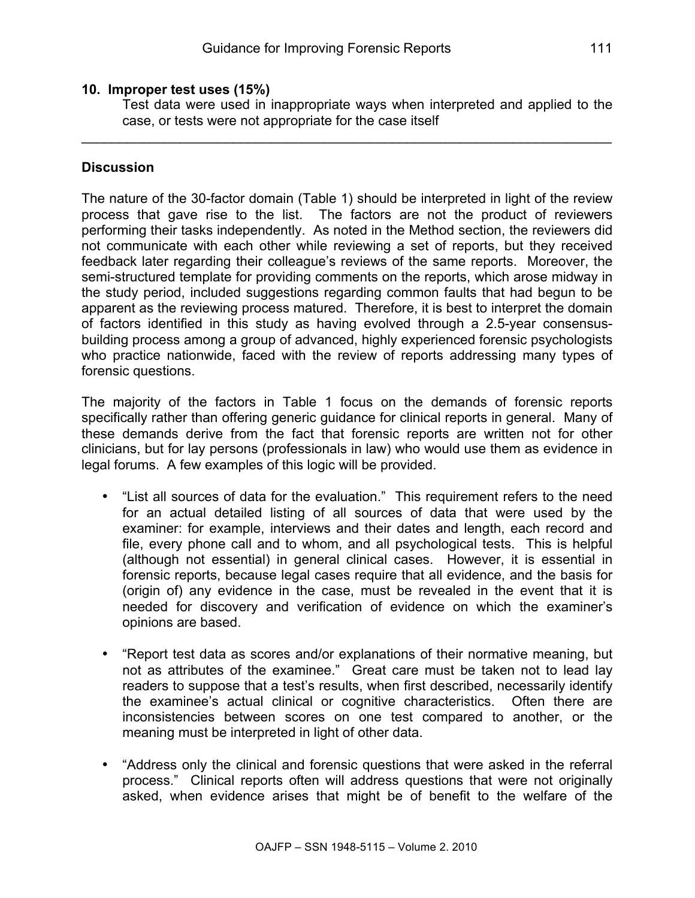**10. Improper test uses (15%)**

Test data were used in inappropriate ways when interpreted and applied to the case, or tests were not appropriate for the case itself

---

**Discussion**

The nature of the 30-factor domain (Table 1) should be interpreted in light of the review process that gave rise to the list. The factors are not the product of reviewers performing their tasks independently. As noted in the Method section, the reviewers did not communicate with each other while reviewing a set of reports, but they received feedback later regarding their colleague's reviews of the same reports. Moreover, the semi-structured template for providing comments on the reports, which arose midway in the study period, included suggestions regarding common faults that had begun to be apparent as the reviewing process matured. Therefore, it is best to interpret the domain of factors identified in this study as having evolved through a 2.5-year consensus-building process among a group of advanced, highly experienced forensic psychologists who practice nationwide, faced with the review of reports addressing many types of forensic questions.

The majority of the factors in Table 1 focus on the demands of forensic reports specifically rather than offering generic guidance for clinical reports in general. Many of these demands derive from the fact that forensic reports are written not for other clinicians, but for lay persons (professionals in law) who would use them as evidence in legal forums. A few examples of this logic will be provided.

- "List all sources of data for the evaluation." This requirement refers to the need for an actual detailed listing of all sources of data that were used by the examiner: for example, interviews and their dates and length, each record and file, every phone call and to whom, and all psychological tests. This is helpful (although not essential) in general clinical cases. However, it is essential in forensic reports, because legal cases require that all evidence, and the basis for (origin of) any evidence in the case, must be revealed in the event that it is needed for discovery and verification of evidence on which the examiner's opinions are based.

- "Report test data as scores and/or explanations of their normative meaning, but not as attributes of the examinee." Great care must be taken not to lead lay readers to suppose that a test's results, when first described, necessarily identify the examinee's actual clinical or cognitive characteristics. Often there are inconsistencies between scores on one test compared to another, or the meaning must be interpreted in light of other data.

- "Address only the clinical and forensic questions that were asked in the referral process." Clinical reports often will address questions that were not originally asked, when evidence arises that might be of benefit to the welfare of the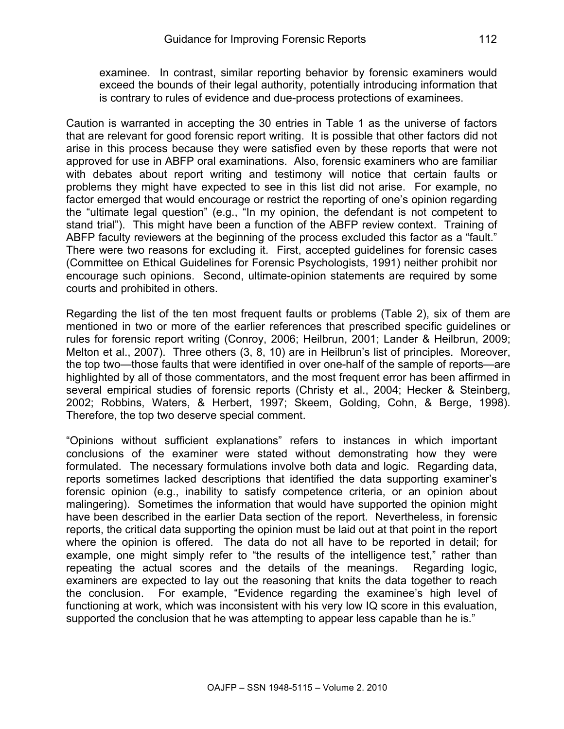examinee. In contrast, similar reporting behavior by forensic examiners would exceed the bounds of their legal authority, potentially introducing information that is contrary to rules of evidence and due-process protections of examinees.

Caution is warranted in accepting the 30 entries in Table 1 as the universe of factors that are relevant for good forensic report writing. It is possible that other factors did not arise in this process because they were satisfied even by these reports that were not approved for use in ABFP oral examinations. Also, forensic examiners who are familiar with debates about report writing and testimony will notice that certain faults or problems they might have expected to see in this list did not arise. For example, no factor emerged that would encourage or restrict the reporting of one's opinion regarding the "ultimate legal question" (e.g., "In my opinion, the defendant is not competent to stand trial"). This might have been a function of the ABFP review context. Training of ABFP faculty reviewers at the beginning of the process excluded this factor as a "fault." There were two reasons for excluding it. First, accepted guidelines for forensic cases (Committee on Ethical Guidelines for Forensic Psychologists, 1991) neither prohibit nor encourage such opinions. Second, ultimate-opinion statements are required by some courts and prohibited in others.

Regarding the list of the ten most frequent faults or problems (Table 2), six of them are mentioned in two or more of the earlier references that prescribed specific guidelines or rules for forensic report writing (Conroy, 2006; Heilbrun, 2001; Lander & Heilbrun, 2009; Melton et al., 2007). Three others (3, 8, 10) are in Heilbrun's list of principles. Moreover, the top two—those faults that were identified in over one-half of the sample of reports—are highlighted by all of those commentators, and the most frequent error has been affirmed in several empirical studies of forensic reports (Christy et al., 2004; Hecker & Steinberg, 2002; Robbins, Waters, & Herbert, 1997; Skeem, Golding, Cohn, & Berge, 1998). Therefore, the top two deserve special comment.

"Opinions without sufficient explanations" refers to instances in which important conclusions of the examiner were stated without demonstrating how they were formulated. The necessary formulations involve both data and logic. Regarding data, reports sometimes lacked descriptions that identified the data supporting examiner's forensic opinion (e.g., inability to satisfy competence criteria, or an opinion about malingering). Sometimes the information that would have supported the opinion might have been described in the earlier Data section of the report. Nevertheless, in forensic reports, the critical data supporting the opinion must be laid out at that point in the report where the opinion is offered. The data do not all have to be reported in detail; for example, one might simply refer to "the results of the intelligence test," rather than repeating the actual scores and the details of the meanings. Regarding logic, examiners are expected to lay out the reasoning that knits the data together to reach the conclusion. For example, "Evidence regarding the examinee's high level of functioning at work, which was inconsistent with his very low IQ score in this evaluation, supported the conclusion that he was attempting to appear less capable than he is."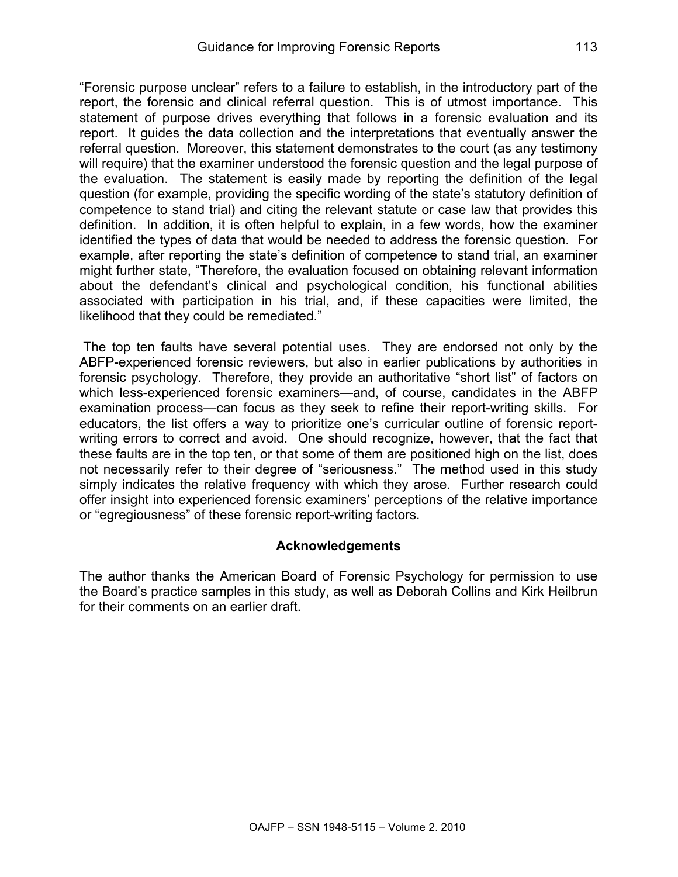"Forensic purpose unclear" refers to a failure to establish, in the introductory part of the report, the forensic and clinical referral question. This is of utmost importance. This statement of purpose drives everything that follows in a forensic evaluation and its report. It guides the data collection and the interpretations that eventually answer the referral question. Moreover, this statement demonstrates to the court (as any testimony will require) that the examiner understood the forensic question and the legal purpose of the evaluation. The statement is easily made by reporting the definition of the legal question (for example, providing the specific wording of the state's statutory definition of competence to stand trial) and citing the relevant statute or case law that provides this definition. In addition, it is often helpful to explain, in a few words, how the examiner identified the types of data that would be needed to address the forensic question. For example, after reporting the state's definition of competence to stand trial, an examiner might further state, "Therefore, the evaluation focused on obtaining relevant information about the defendant's clinical and psychological condition, his functional abilities associated with participation in his trial, and, if these capacities were limited, the likelihood that they could be remediated."

The top ten faults have several potential uses. They are endorsed not only by the ABFP-experienced forensic reviewers, but also in earlier publications by authorities in forensic psychology. Therefore, they provide an authoritative "short list" of factors on which less-experienced forensic examiners—and, of course, candidates in the ABFP examination process—can focus as they seek to refine their report-writing skills. For educators, the list offers a way to prioritize one's curricular outline of forensic report-writing errors to correct and avoid. One should recognize, however, that the fact that these faults are in the top ten, or that some of them are positioned high on the list, does not necessarily refer to their degree of "seriousness." The method used in this study simply indicates the relative frequency with which they arose. Further research could offer insight into experienced forensic examiners' perceptions of the relative importance or "egregiousness" of these forensic report-writing factors.

## Acknowledgements

The author thanks the American Board of Forensic Psychology for permission to use the Board's practice samples in this study, as well as Deborah Collins and Kirk Heilbrun for their comments on an earlier draft.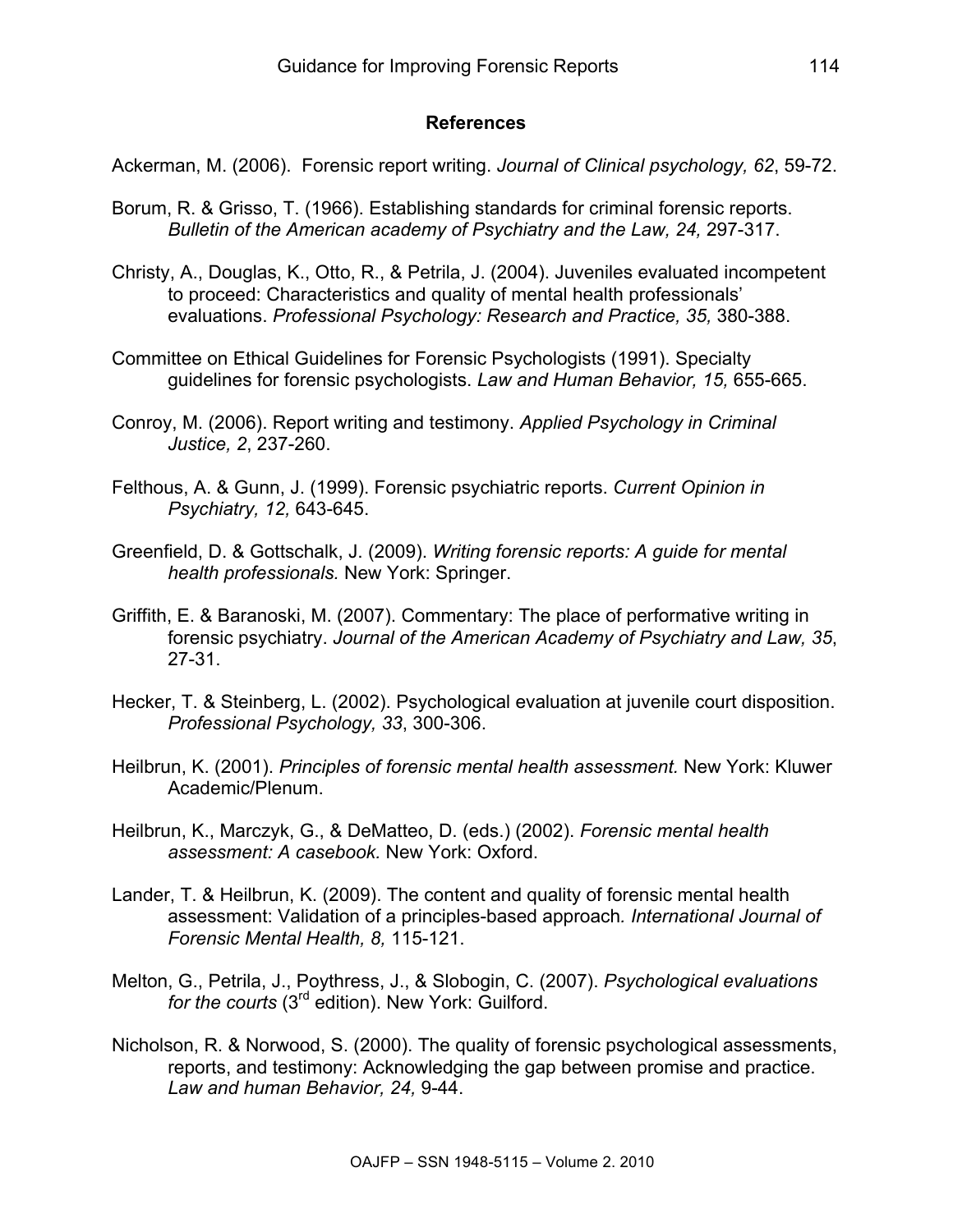## References

Ackerman, M. (2006). Forensic report writing. *Journal of Clinical psychology, 62*, 59-72.

Borum, R. & Grisso, T. (1966). Establishing standards for criminal forensic reports. *Bulletin of the American academy of Psychiatry and the Law, 24,* 297-317.

Christy, A., Douglas, K., Otto, R., & Petrila, J. (2004). Juveniles evaluated incompetent to proceed: Characteristics and quality of mental health professionals' evaluations. *Professional Psychology: Research and Practice, 35,* 380-388.

Committee on Ethical Guidelines for Forensic Psychologists (1991). Specialty guidelines for forensic psychologists. *Law and Human Behavior, 15,* 655-665.

Conroy, M. (2006). Report writing and testimony. *Applied Psychology in Criminal Justice, 2*, 237-260.

Felthous, A. & Gunn, J. (1999). Forensic psychiatric reports. *Current Opinion in Psychiatry, 12,* 643-645.

Greenfield, D. & Gottschalk, J. (2009). *Writing forensic reports: A guide for mental health professionals.* New York: Springer.

Griffith, E. & Baranoski, M. (2007). Commentary: The place of performative writing in forensic psychiatry. *Journal of the American Academy of Psychiatry and Law, 35*, 27-31.

Hecker, T. & Steinberg, L. (2002). Psychological evaluation at juvenile court disposition. *Professional Psychology, 33*, 300-306.

Heilbrun, K. (2001). *Principles of forensic mental health assessment.* New York: Kluwer Academic/Plenum.

Heilbrun, K., Marczyk, G., & DeMatteo, D. (eds.) (2002). *Forensic mental health assessment: A casebook.* New York: Oxford.

Lander, T. & Heilbrun, K. (2009). The content and quality of forensic mental health assessment: Validation of a principles-based approach*. International Journal of Forensic Mental Health, 8,* 115-121.

Melton, G., Petrila, J., Poythress, J., & Slobogin, C. (2007). *Psychological evaluations for the courts* (3rd edition). New York: Guilford.

Nicholson, R. & Norwood, S. (2000). The quality of forensic psychological assessments, reports, and testimony: Acknowledging the gap between promise and practice. *Law and human Behavior, 24,* 9-44.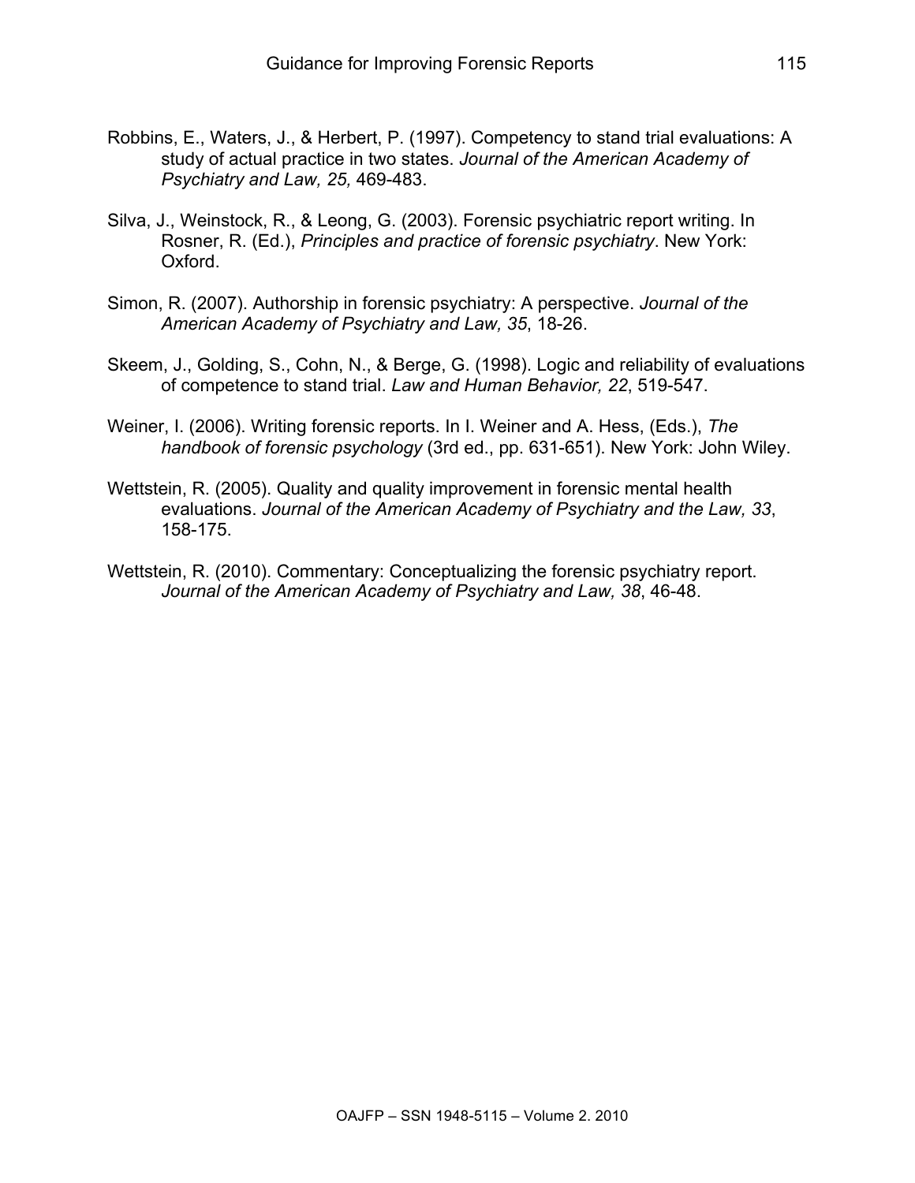Robbins, E., Waters, J., & Herbert, P. (1997). Competency to stand trial evaluations: A study of actual practice in two states. *Journal of the American Academy of Psychiatry and Law, 25,* 469-483.

Silva, J., Weinstock, R., & Leong, G. (2003). Forensic psychiatric report writing. In Rosner, R. (Ed.), *Principles and practice of forensic psychiatry*. New York: Oxford.

Simon, R. (2007). Authorship in forensic psychiatry: A perspective. *Journal of the American Academy of Psychiatry and Law, 35*, 18-26.

Skeem, J., Golding, S., Cohn, N., & Berge, G. (1998). Logic and reliability of evaluations of competence to stand trial. *Law and Human Behavior, 22*, 519-547.

Weiner, I. (2006). Writing forensic reports. In I. Weiner and A. Hess, (Eds.), *The handbook of forensic psychology* (3rd ed., pp. 631-651). New York: John Wiley.

Wettstein, R. (2005). Quality and quality improvement in forensic mental health evaluations. *Journal of the American Academy of Psychiatry and the Law, 33*, 158-175.

Wettstein, R. (2010). Commentary: Conceptualizing the forensic psychiatry report. *Journal of the American Academy of Psychiatry and Law, 38*, 46-48.